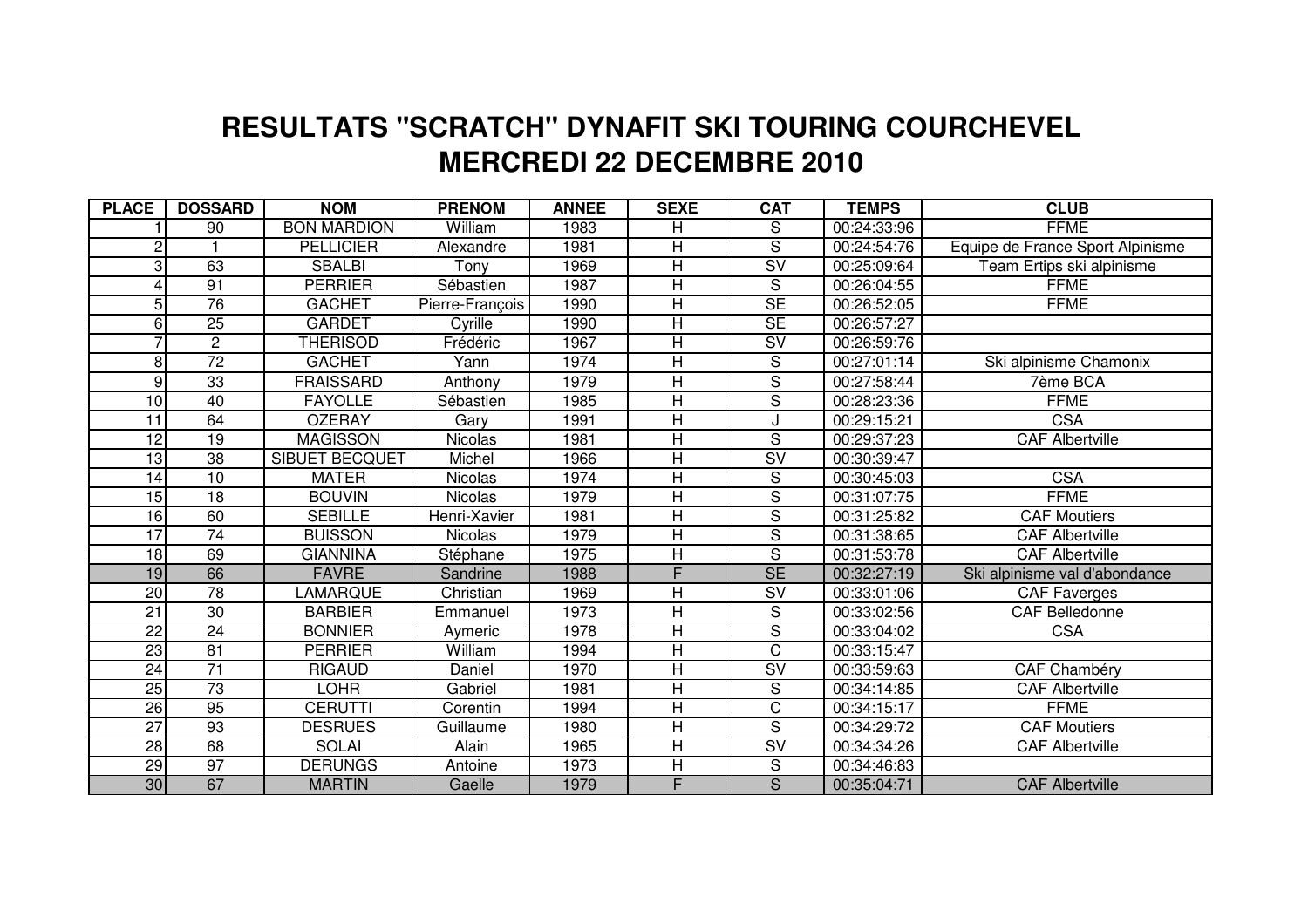# RESULTATS "SCRATCH" DYNAFIT SKI TOURING COURCHEVEL
# MERCREDI 22 DECEMBRE 2010

| PLACE | DOSSARD | NOM | PRENOM | ANNEE | SEXE | CAT | TEMPS | CLUB |
|---|---|---|---|---|---|---|---|---|
| 1 | 90 | BON MARDION | William | 1983 | H | S | 00:24:33:96 | FFME |
| 2 | 1 | PELLICIER | Alexandre | 1981 | H | S | 00:24:54:76 | Equipe de France Sport Alpinisme |
| 3 | 63 | SBALBI | Tony | 1969 | H | SV | 00:25:09:64 | Team Ertips ski alpinisme |
| 4 | 91 | PERRIER | Sébastien | 1987 | H | S | 00:26:04:55 | FFME |
| 5 | 76 | GACHET | Pierre-François | 1990 | H | SE | 00:26:52:05 | FFME |
| 6 | 25 | GARDET | Cyrille | 1990 | H | SE | 00:26:57:27 | |
| 7 | 2 | THERISOD | Frédéric | 1967 | H | SV | 00:26:59:76 | |
| 8 | 72 | GACHET | Yann | 1974 | H | S | 00:27:01:14 | Ski alpinisme Chamonix |
| 9 | 33 | FRAISSARD | Anthony | 1979 | H | S | 00:27:58:44 | 7ème BCA |
| 10 | 40 | FAYOLLE | Sébastien | 1985 | H | S | 00:28:23:36 | FFME |
| 11 | 64 | OZERAY | Gary | 1991 | H | J | 00:29:15:21 | CSA |
| 12 | 19 | MAGISSON | Nicolas | 1981 | H | S | 00:29:37:23 | CAF Albertville |
| 13 | 38 | SIBUET BECQUET | Michel | 1966 | H | SV | 00:30:39:47 | |
| 14 | 10 | MATER | Nicolas | 1974 | H | S | 00:30:45:03 | CSA |
| 15 | 18 | BOUVIN | Nicolas | 1979 | H | S | 00:31:07:75 | FFME |
| 16 | 60 | SEBILLE | Henri-Xavier | 1981 | H | S | 00:31:25:82 | CAF Moutiers |
| 17 | 74 | BUISSON | Nicolas | 1979 | H | S | 00:31:38:65 | CAF Albertville |
| 18 | 69 | GIANNINA | Stéphane | 1975 | H | S | 00:31:53:78 | CAF Albertville |
| 19 | 66 | FAVRE | Sandrine | 1988 | F | SE | 00:32:27:19 | Ski alpinisme val d'abondance |
| 20 | 78 | LAMARQUE | Christian | 1969 | H | SV | 00:33:01:06 | CAF Faverges |
| 21 | 30 | BARBIER | Emmanuel | 1973 | H | S | 00:33:02:56 | CAF Belledonne |
| 22 | 24 | BONNIER | Aymeric | 1978 | H | S | 00:33:04:02 | CSA |
| 23 | 81 | PERRIER | William | 1994 | H | C | 00:33:15:47 | |
| 24 | 71 | RIGAUD | Daniel | 1970 | H | SV | 00:33:59:63 | CAF Chambéry |
| 25 | 73 | LOHR | Gabriel | 1981 | H | S | 00:34:14:85 | CAF Albertville |
| 26 | 95 | CERUTTI | Corentin | 1994 | H | C | 00:34:15:17 | FFME |
| 27 | 93 | DESRUES | Guillaume | 1980 | H | S | 00:34:29:72 | CAF Moutiers |
| 28 | 68 | SOLAI | Alain | 1965 | H | SV | 00:34:34:26 | CAF Albertville |
| 29 | 97 | DERUNGS | Antoine | 1973 | H | S | 00:34:46:83 | |
| 30 | 67 | MARTIN | Gaelle | 1979 | F | S | 00:35:04:71 | CAF Albertville |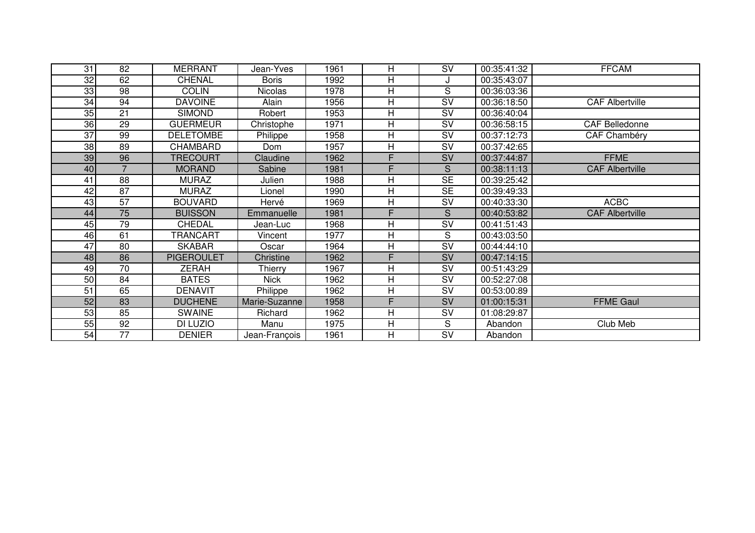| | | | | | | | | |
|---|---|---|---|---|---|---|---|---|
| 31 | 82 | MERRANT | Jean-Yves | 1961 | H | SV | 00:35:41:32 | FFCAM |
| 32 | 62 | CHENAL | Boris | 1992 | H | J | 00:35:43:07 | |
| 33 | 98 | COLIN | Nicolas | 1978 | H | S | 00:36:03:36 | |
| 34 | 94 | DAVOINE | Alain | 1956 | H | SV | 00:36:18:50 | CAF Albertville |
| 35 | 21 | SIMOND | Robert | 1953 | H | SV | 00:36:40:04 | |
| 36 | 29 | GUERMEUR | Christophe | 1971 | H | SV | 00:36:58:15 | CAF Belledonne |
| 37 | 99 | DELETOMBE | Philippe | 1958 | H | SV | 00:37:12:73 | CAF Chambéry |
| 38 | 89 | CHAMBARD | Dom | 1957 | H | SV | 00:37:42:65 | |
| 39 | 96 | TRECOURT | Claudine | 1962 | F | SV | 00:37:44:87 | FFME |
| 40 | 7 | MORAND | Sabine | 1981 | F | S | 00:38:11:13 | CAF Albertville |
| 41 | 88 | MURAZ | Julien | 1988 | H | SE | 00:39:25:42 | |
| 42 | 87 | MURAZ | Lionel | 1990 | H | SE | 00:39:49:33 | |
| 43 | 57 | BOUVARD | Hervé | 1969 | H | SV | 00:40:33:30 | ACBC |
| 44 | 75 | BUISSON | Emmanuelle | 1981 | F | S | 00:40:53:82 | CAF Albertville |
| 45 | 79 | CHEDAL | Jean-Luc | 1968 | H | SV | 00:41:51:43 | |
| 46 | 61 | TRANCART | Vincent | 1977 | H | S | 00:43:03:50 | |
| 47 | 80 | SKABAR | Oscar | 1964 | H | SV | 00:44:44:10 | |
| 48 | 86 | PIGEROULET | Christine | 1962 | F | SV | 00:47:14:15 | |
| 49 | 70 | ZERAH | Thierry | 1967 | H | SV | 00:51:43:29 | |
| 50 | 84 | BATES | Nick | 1962 | H | SV | 00:52:27:08 | |
| 51 | 65 | DENAVIT | Philippe | 1962 | H | SV | 00:53:00:89 | |
| 52 | 83 | DUCHENE | Marie-Suzanne | 1958 | F | SV | 01:00:15:31 | FFME Gaul |
| 53 | 85 | SWAINE | Richard | 1962 | H | SV | 01:08:29:87 | |
| 55 | 92 | DI LUZIO | Manu | 1975 | H | S | Abandon | Club Meb |
| 54 | 77 | DENIER | Jean-François | 1961 | H | SV | Abandon | |